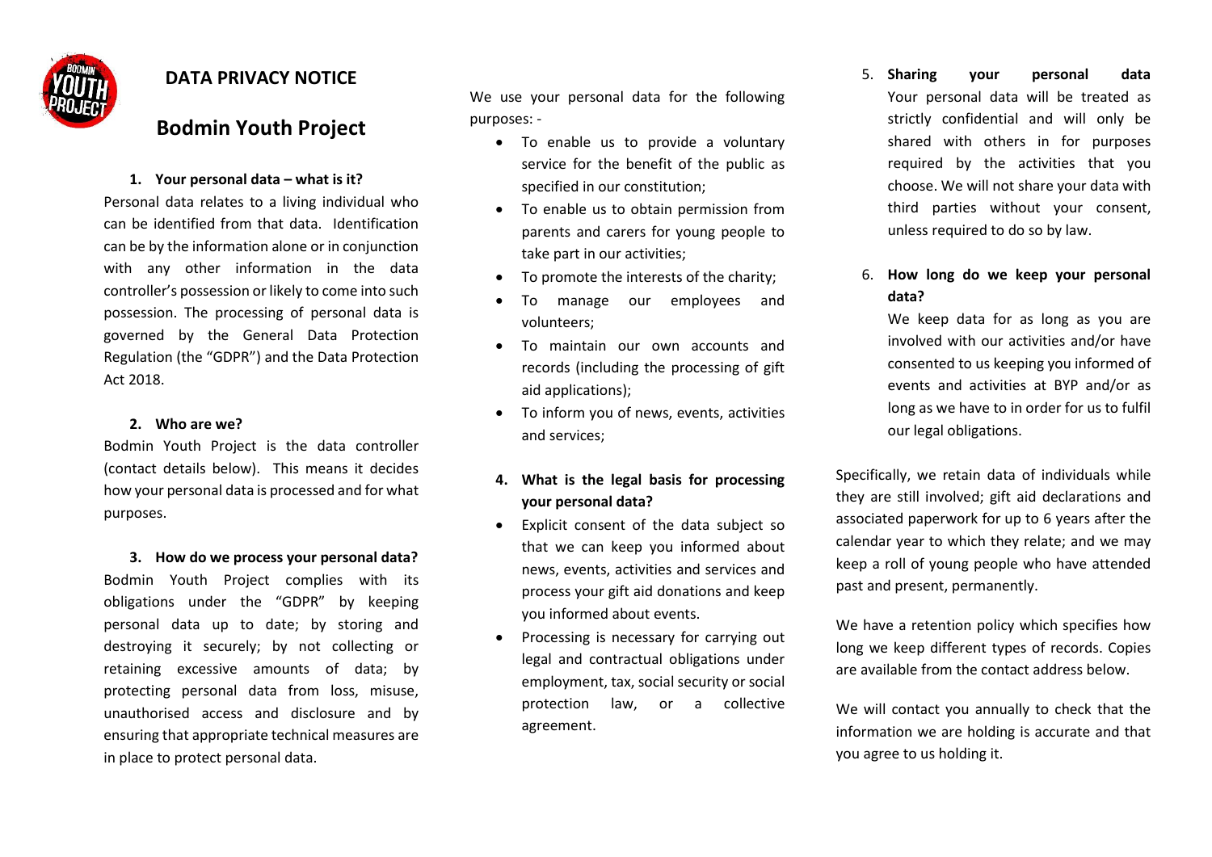# DATA PRIVACY NOTICE

## Bodmin Youth Project

### 1. Your personal data – what is it?

Personal data relates to a living individual who can be identified from that data. Identification can be by the information alone or in conjunction with any other information in the data controller's possession or likely to come into such possession. The processing of personal data is governed by the General Data Protection Regulation (the "GDPR") and the Data Protection Act 2018.

### 2. Who are we?

Bodmin Youth Project is the data controller (contact details below). This means it decides how your personal data is processed and for what purposes.

### 3. How do we process your personal data?

Bodmin Youth Project complies with its obligations under the "GDPR" by keeping personal data up to date; by storing and destroying it securely; by not collecting or retaining excessive amounts of data; by protecting personal data from loss, misuse, unauthorised access and disclosure and by ensuring that appropriate technical measures are in place to protect personal data.

We use your personal data for the following purposes: -

- To enable us to provide a voluntary service for the benefit of the public as specified in our constitution;
- To enable us to obtain permission from parents and carers for young people to take part in our activities;
- To promote the interests of the charity;
- To manage our employees and volunteers;
- To maintain our own accounts and records (including the processing of gift aid applications);
- To inform you of news, events, activities and services;

### 4. What is the legal basis for processing your personal data?

- Explicit consent of the data subject so that we can keep you informed about news, events, activities and services and process your gift aid donations and keep you informed about events.
- Processing is necessary for carrying out legal and contractual obligations under employment, tax, social security or social protection law, or a collective agreement.

### 5. Sharing your personal data

Your personal data will be treated as strictly confidential and will only be shared with others in for purposes required by the activities that you choose. We will not share your data with third parties without your consent, unless required to do so by law.

### 6. How long do we keep your personal data?

We keep data for as long as you are involved with our activities and/or have consented to us keeping you informed of events and activities at BYP and/or as long as we have to in order for us to fulfil our legal obligations.

Specifically, we retain data of individuals while they are still involved; gift aid declarations and associated paperwork for up to 6 years after the calendar year to which they relate; and we may keep a roll of young people who have attended past and present, permanently.

We have a retention policy which specifies how long we keep different types of records. Copies are available from the contact address below.

We will contact you annually to check that the information we are holding is accurate and that you agree to us holding it.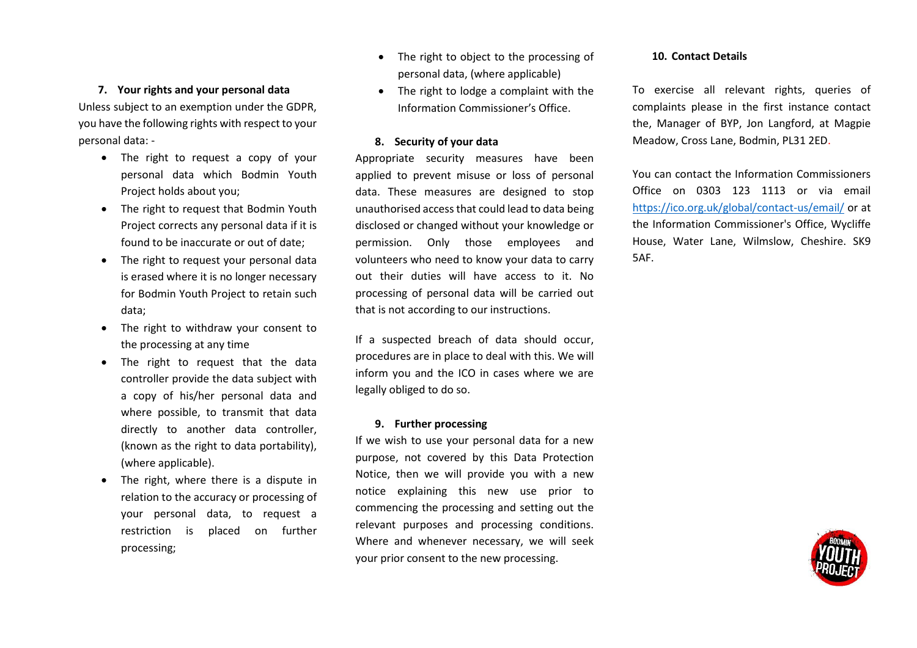## 7. Your rights and your personal data

Unless subject to an exemption under the GDPR, you have the following rights with respect to your personal data: -

- The right to request a copy of your personal data which Bodmin Youth Project holds about you;
- The right to request that Bodmin Youth Project corrects any personal data if it is found to be inaccurate or out of date;
- The right to request your personal data is erased where it is no longer necessary for Bodmin Youth Project to retain such data;
- The right to withdraw your consent to the processing at any time
- The right to request that the data controller provide the data subject with a copy of his/her personal data and where possible, to transmit that data directly to another data controller, (known as the right to data portability), (where applicable).
- The right, where there is a dispute in relation to the accuracy or processing of your personal data, to request a restriction is placed on further processing;
- The right to object to the processing of personal data, (where applicable)
- The right to lodge a complaint with the Information Commissioner's Office.

## 8. Security of your data

Appropriate security measures have been applied to prevent misuse or loss of personal data. These measures are designed to stop unauthorised access that could lead to data being disclosed or changed without your knowledge or permission. Only those employees and volunteers who need to know your data to carry out their duties will have access to it. No processing of personal data will be carried out that is not according to our instructions.

If a suspected breach of data should occur, procedures are in place to deal with this. We will inform you and the ICO in cases where we are legally obliged to do so.

## 9. Further processing

If we wish to use your personal data for a new purpose, not covered by this Data Protection Notice, then we will provide you with a new notice explaining this new use prior to commencing the processing and setting out the relevant purposes and processing conditions. Where and whenever necessary, we will seek your prior consent to the new processing.

## 10. Contact Details

To exercise all relevant rights, queries of complaints please in the first instance contact the, Manager of BYP, Jon Langford, at Magpie Meadow, Cross Lane, Bodmin, PL31 2ED.

You can contact the Information Commissioners Office on 0303 123 1113 or via email https://ico.org.uk/global/contact-us/email/ or at the Information Commissioner's Office, Wycliffe House, Water Lane, Wilmslow, Cheshire. SK9 5AF.